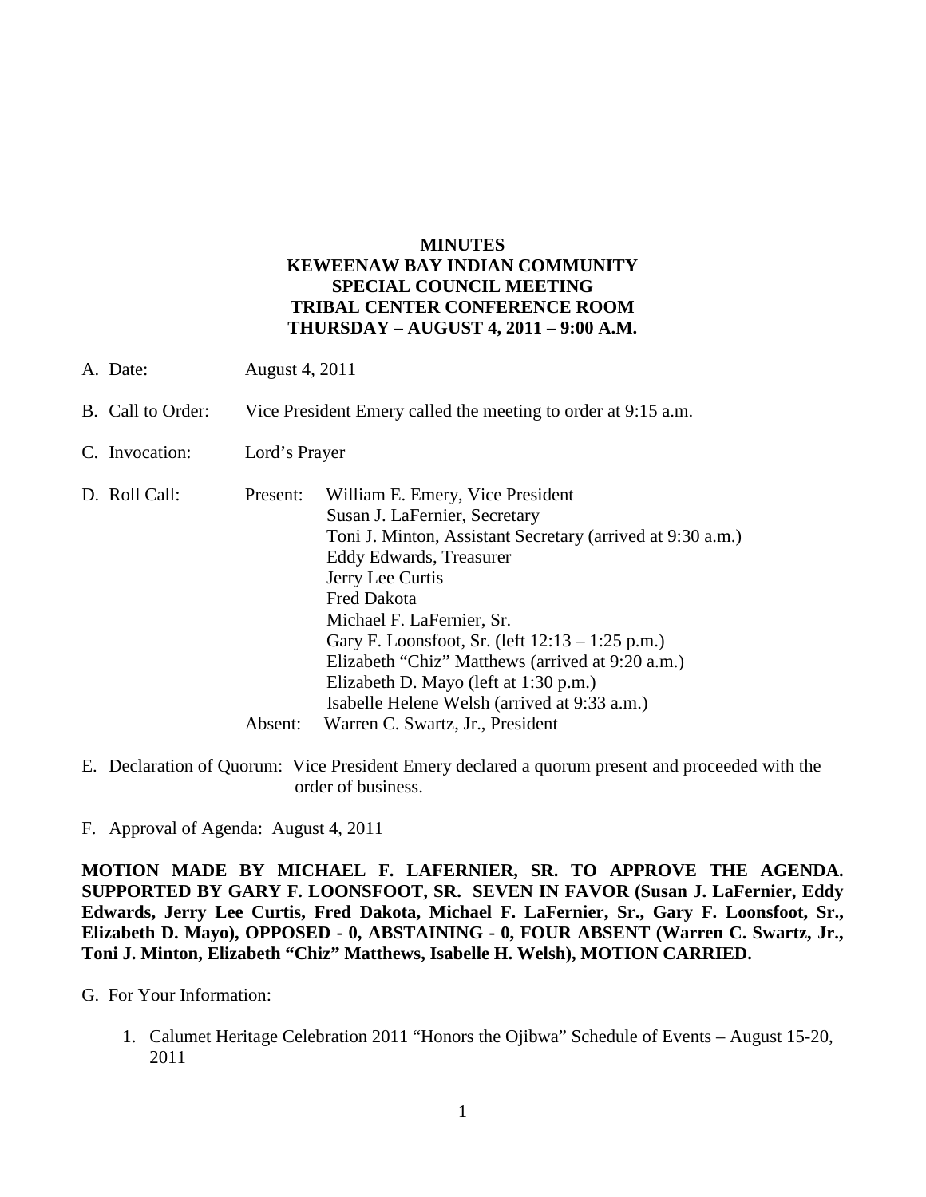# MINUTES
# KEWEENAW BAY INDIAN COMMUNITY
# SPECIAL COUNCIL MEETING
# TRIBAL CENTER CONFERENCE ROOM
# THURSDAY – AUGUST 4, 2011 – 9:00 A.M.

A. Date: August 4, 2011

B. Call to Order: Vice President Emery called the meeting to order at 9:15 a.m.

C. Invocation: Lord's Prayer

D. Roll Call:

Present:
- William E. Emery, Vice President
- Susan J. LaFernier, Secretary
- Toni J. Minton, Assistant Secretary (arrived at 9:30 a.m.)
- Eddy Edwards, Treasurer
- Jerry Lee Curtis
- Fred Dakota
- Michael F. LaFernier, Sr.
- Gary F. Loonsfoot, Sr. (left 12:13 – 1:25 p.m.)
- Elizabeth "Chiz" Matthews (arrived at 9:20 a.m.)
- Elizabeth D. Mayo (left at 1:30 p.m.)
- Isabelle Helene Welsh (arrived at 9:33 a.m.)

Absent: Warren C. Swartz, Jr., President

E. Declaration of Quorum: Vice President Emery declared a quorum present and proceeded with the order of business.

F. Approval of Agenda: August 4, 2011

**MOTION MADE BY MICHAEL F. LAFERNIER, SR. TO APPROVE THE AGENDA. SUPPORTED BY GARY F. LOONSFOOT, SR. SEVEN IN FAVOR (Susan J. LaFernier, Eddy Edwards, Jerry Lee Curtis, Fred Dakota, Michael F. LaFernier, Sr., Gary F. Loonsfoot, Sr., Elizabeth D. Mayo), OPPOSED - 0, ABSTAINING - 0, FOUR ABSENT (Warren C. Swartz, Jr., Toni J. Minton, Elizabeth "Chiz" Matthews, Isabelle H. Welsh), MOTION CARRIED.**

G. For Your Information:

1. Calumet Heritage Celebration 2011 "Honors the Ojibwa" Schedule of Events – August 15-20, 2011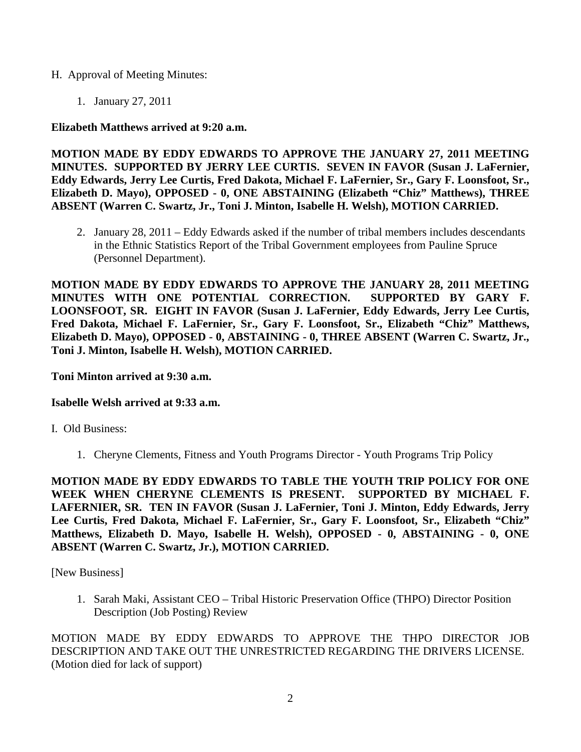H. Approval of Meeting Minutes:

1. January 27, 2011

**Elizabeth Matthews arrived at 9:20 a.m.**

**MOTION MADE BY EDDY EDWARDS TO APPROVE THE JANUARY 27, 2011 MEETING MINUTES. SUPPORTED BY JERRY LEE CURTIS. SEVEN IN FAVOR (Susan J. LaFernier, Eddy Edwards, Jerry Lee Curtis, Fred Dakota, Michael F. LaFernier, Sr., Gary F. Loonsfoot, Sr., Elizabeth D. Mayo), OPPOSED - 0, ONE ABSTAINING (Elizabeth "Chiz" Matthews), THREE ABSENT (Warren C. Swartz, Jr., Toni J. Minton, Isabelle H. Welsh), MOTION CARRIED.**

2. January 28, 2011 – Eddy Edwards asked if the number of tribal members includes descendants in the Ethnic Statistics Report of the Tribal Government employees from Pauline Spruce (Personnel Department).

**MOTION MADE BY EDDY EDWARDS TO APPROVE THE JANUARY 28, 2011 MEETING MINUTES WITH ONE POTENTIAL CORRECTION. SUPPORTED BY GARY F. LOONSFOOT, SR. EIGHT IN FAVOR (Susan J. LaFernier, Eddy Edwards, Jerry Lee Curtis, Fred Dakota, Michael F. LaFernier, Sr., Gary F. Loonsfoot, Sr., Elizabeth "Chiz" Matthews, Elizabeth D. Mayo), OPPOSED - 0, ABSTAINING - 0, THREE ABSENT (Warren C. Swartz, Jr., Toni J. Minton, Isabelle H. Welsh), MOTION CARRIED.**

**Toni Minton arrived at 9:30 a.m.**

**Isabelle Welsh arrived at 9:33 a.m.**

I. Old Business:

1. Cheryne Clements, Fitness and Youth Programs Director - Youth Programs Trip Policy

**MOTION MADE BY EDDY EDWARDS TO TABLE THE YOUTH TRIP POLICY FOR ONE WEEK WHEN CHERYNE CLEMENTS IS PRESENT. SUPPORTED BY MICHAEL F. LAFERNIER, SR. TEN IN FAVOR (Susan J. LaFernier, Toni J. Minton, Eddy Edwards, Jerry Lee Curtis, Fred Dakota, Michael F. LaFernier, Sr., Gary F. Loonsfoot, Sr., Elizabeth "Chiz" Matthews, Elizabeth D. Mayo, Isabelle H. Welsh), OPPOSED - 0, ABSTAINING - 0, ONE ABSENT (Warren C. Swartz, Jr.), MOTION CARRIED.**

[New Business]

1. Sarah Maki, Assistant CEO – Tribal Historic Preservation Office (THPO) Director Position Description (Job Posting) Review

MOTION MADE BY EDDY EDWARDS TO APPROVE THE THPO DIRECTOR JOB DESCRIPTION AND TAKE OUT THE UNRESTRICTED REGARDING THE DRIVERS LICENSE. (Motion died for lack of support)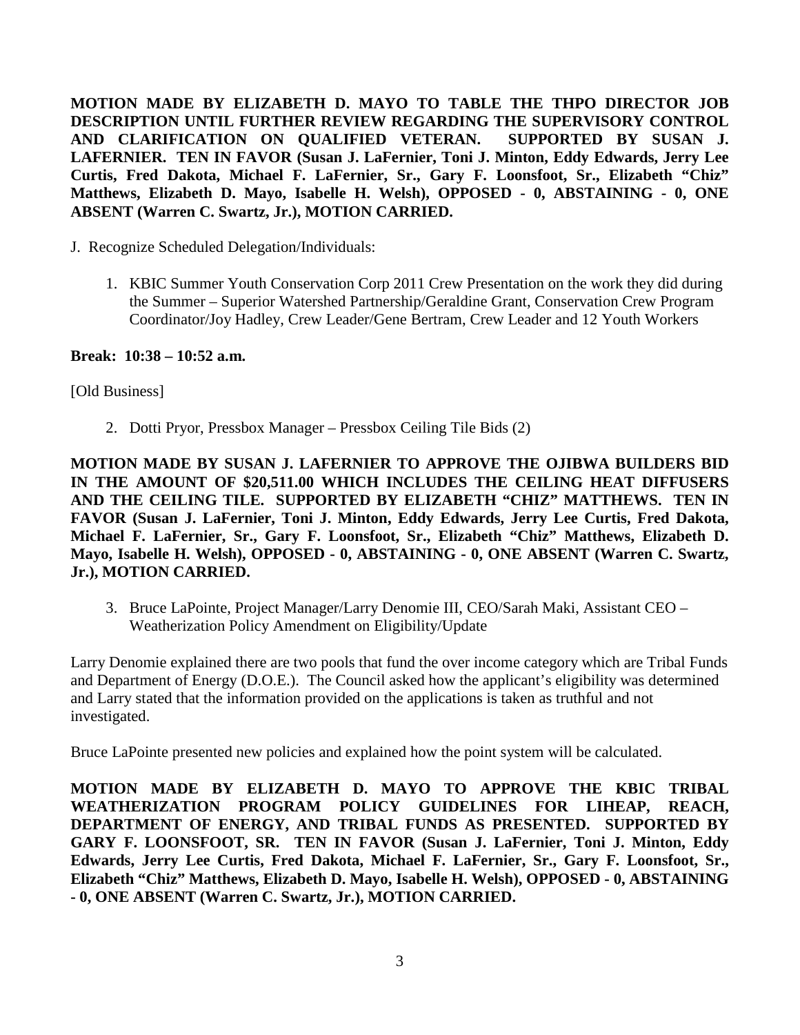**MOTION MADE BY ELIZABETH D. MAYO TO TABLE THE THPO DIRECTOR JOB DESCRIPTION UNTIL FURTHER REVIEW REGARDING THE SUPERVISORY CONTROL AND CLARIFICATION ON QUALIFIED VETERAN. SUPPORTED BY SUSAN J. LAFERNIER. TEN IN FAVOR (Susan J. LaFernier, Toni J. Minton, Eddy Edwards, Jerry Lee Curtis, Fred Dakota, Michael F. LaFernier, Sr., Gary F. Loonsfoot, Sr., Elizabeth "Chiz" Matthews, Elizabeth D. Mayo, Isabelle H. Welsh), OPPOSED - 0, ABSTAINING - 0, ONE ABSENT (Warren C. Swartz, Jr.), MOTION CARRIED.**

J. Recognize Scheduled Delegation/Individuals:

1. KBIC Summer Youth Conservation Corp 2011 Crew Presentation on the work they did during the Summer – Superior Watershed Partnership/Geraldine Grant, Conservation Crew Program Coordinator/Joy Hadley, Crew Leader/Gene Bertram, Crew Leader and 12 Youth Workers

**Break: 10:38 – 10:52 a.m.**

[Old Business]

2. Dotti Pryor, Pressbox Manager – Pressbox Ceiling Tile Bids (2)

**MOTION MADE BY SUSAN J. LAFERNIER TO APPROVE THE OJIBWA BUILDERS BID IN THE AMOUNT OF $20,511.00 WHICH INCLUDES THE CEILING HEAT DIFFUSERS AND THE CEILING TILE. SUPPORTED BY ELIZABETH "CHIZ" MATTHEWS. TEN IN FAVOR (Susan J. LaFernier, Toni J. Minton, Eddy Edwards, Jerry Lee Curtis, Fred Dakota, Michael F. LaFernier, Sr., Gary F. Loonsfoot, Sr., Elizabeth "Chiz" Matthews, Elizabeth D. Mayo, Isabelle H. Welsh), OPPOSED - 0, ABSTAINING - 0, ONE ABSENT (Warren C. Swartz, Jr.), MOTION CARRIED.**

3. Bruce LaPointe, Project Manager/Larry Denomie III, CEO/Sarah Maki, Assistant CEO – Weatherization Policy Amendment on Eligibility/Update

Larry Denomie explained there are two pools that fund the over income category which are Tribal Funds and Department of Energy (D.O.E.). The Council asked how the applicant's eligibility was determined and Larry stated that the information provided on the applications is taken as truthful and not investigated.

Bruce LaPointe presented new policies and explained how the point system will be calculated.

**MOTION MADE BY ELIZABETH D. MAYO TO APPROVE THE KBIC TRIBAL WEATHERIZATION PROGRAM POLICY GUIDELINES FOR LIHEAP, REACH, DEPARTMENT OF ENERGY, AND TRIBAL FUNDS AS PRESENTED. SUPPORTED BY GARY F. LOONSFOOT, SR. TEN IN FAVOR (Susan J. LaFernier, Toni J. Minton, Eddy Edwards, Jerry Lee Curtis, Fred Dakota, Michael F. LaFernier, Sr., Gary F. Loonsfoot, Sr., Elizabeth "Chiz" Matthews, Elizabeth D. Mayo, Isabelle H. Welsh), OPPOSED - 0, ABSTAINING - 0, ONE ABSENT (Warren C. Swartz, Jr.), MOTION CARRIED.**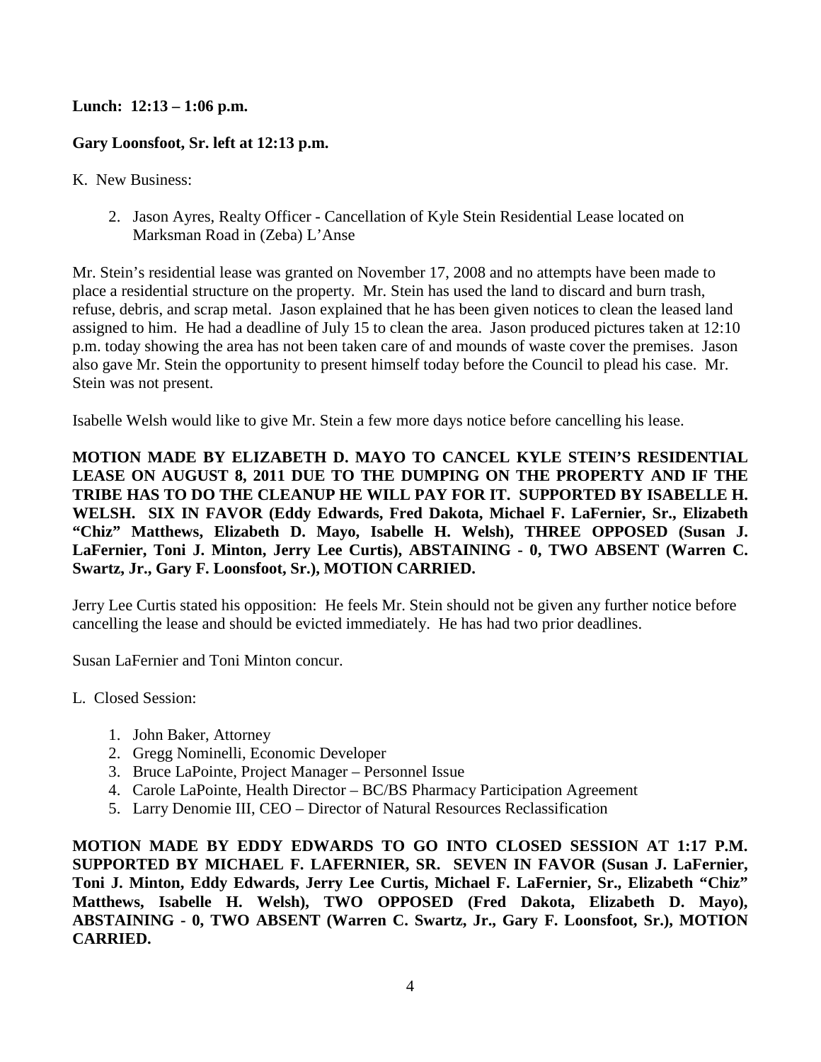**Lunch: 12:13 – 1:06 p.m.**

**Gary Loonsfoot, Sr. left at 12:13 p.m.**

K. New Business:

2. Jason Ayres, Realty Officer - Cancellation of Kyle Stein Residential Lease located on Marksman Road in (Zeba) L'Anse

Mr. Stein's residential lease was granted on November 17, 2008 and no attempts have been made to place a residential structure on the property. Mr. Stein has used the land to discard and burn trash, refuse, debris, and scrap metal. Jason explained that he has been given notices to clean the leased land assigned to him. He had a deadline of July 15 to clean the area. Jason produced pictures taken at 12:10 p.m. today showing the area has not been taken care of and mounds of waste cover the premises. Jason also gave Mr. Stein the opportunity to present himself today before the Council to plead his case. Mr. Stein was not present.

Isabelle Welsh would like to give Mr. Stein a few more days notice before cancelling his lease.

**MOTION MADE BY ELIZABETH D. MAYO TO CANCEL KYLE STEIN'S RESIDENTIAL LEASE ON AUGUST 8, 2011 DUE TO THE DUMPING ON THE PROPERTY AND IF THE TRIBE HAS TO DO THE CLEANUP HE WILL PAY FOR IT. SUPPORTED BY ISABELLE H. WELSH. SIX IN FAVOR (Eddy Edwards, Fred Dakota, Michael F. LaFernier, Sr., Elizabeth "Chiz" Matthews, Elizabeth D. Mayo, Isabelle H. Welsh), THREE OPPOSED (Susan J. LaFernier, Toni J. Minton, Jerry Lee Curtis), ABSTAINING - 0, TWO ABSENT (Warren C. Swartz, Jr., Gary F. Loonsfoot, Sr.), MOTION CARRIED.**

Jerry Lee Curtis stated his opposition: He feels Mr. Stein should not be given any further notice before cancelling the lease and should be evicted immediately. He has had two prior deadlines.

Susan LaFernier and Toni Minton concur.

L. Closed Session:

1. John Baker, Attorney
2. Gregg Nominelli, Economic Developer
3. Bruce LaPointe, Project Manager – Personnel Issue
4. Carole LaPointe, Health Director – BC/BS Pharmacy Participation Agreement
5. Larry Denomie III, CEO – Director of Natural Resources Reclassification

**MOTION MADE BY EDDY EDWARDS TO GO INTO CLOSED SESSION AT 1:17 P.M. SUPPORTED BY MICHAEL F. LAFERNIER, SR. SEVEN IN FAVOR (Susan J. LaFernier, Toni J. Minton, Eddy Edwards, Jerry Lee Curtis, Michael F. LaFernier, Sr., Elizabeth "Chiz" Matthews, Isabelle H. Welsh), TWO OPPOSED (Fred Dakota, Elizabeth D. Mayo), ABSTAINING - 0, TWO ABSENT (Warren C. Swartz, Jr., Gary F. Loonsfoot, Sr.), MOTION CARRIED.**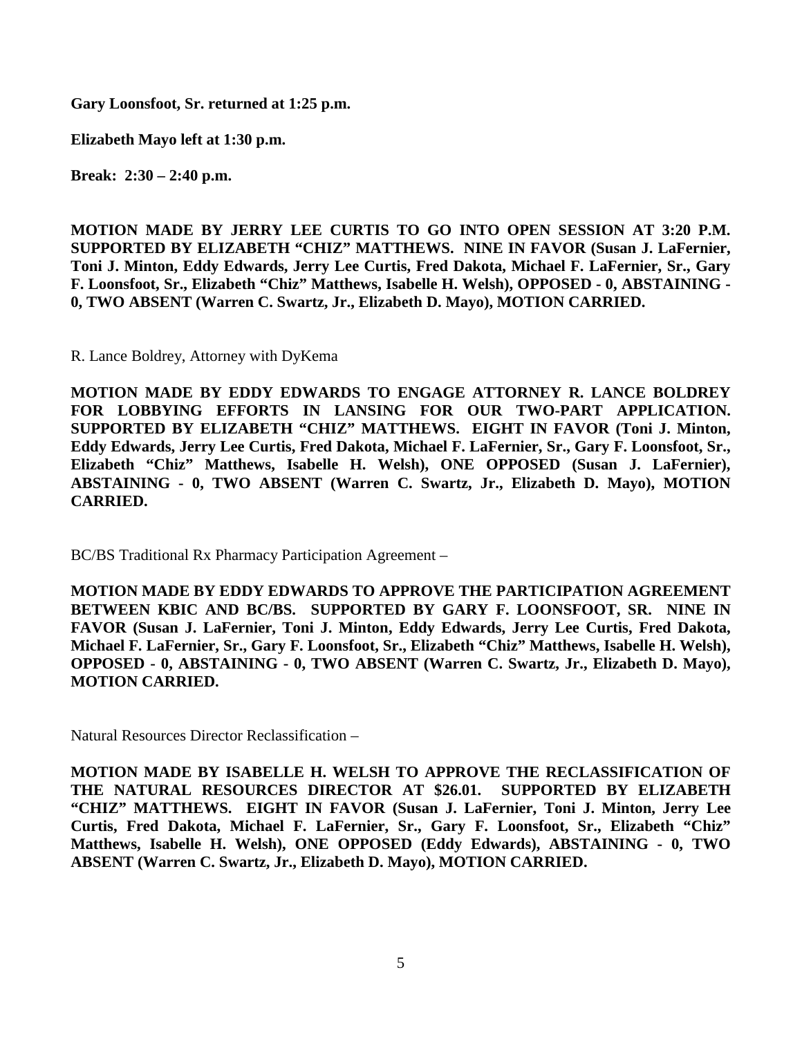**Gary Loonsfoot, Sr. returned at 1:25 p.m.**

**Elizabeth Mayo left at 1:30 p.m.**

**Break: 2:30 – 2:40 p.m.**

**MOTION MADE BY JERRY LEE CURTIS TO GO INTO OPEN SESSION AT 3:20 P.M. SUPPORTED BY ELIZABETH "CHIZ" MATTHEWS. NINE IN FAVOR (Susan J. LaFernier, Toni J. Minton, Eddy Edwards, Jerry Lee Curtis, Fred Dakota, Michael F. LaFernier, Sr., Gary F. Loonsfoot, Sr., Elizabeth "Chiz" Matthews, Isabelle H. Welsh), OPPOSED - 0, ABSTAINING - 0, TWO ABSENT (Warren C. Swartz, Jr., Elizabeth D. Mayo), MOTION CARRIED.**

R. Lance Boldrey, Attorney with DyKema

**MOTION MADE BY EDDY EDWARDS TO ENGAGE ATTORNEY R. LANCE BOLDREY FOR LOBBYING EFFORTS IN LANSING FOR OUR TWO-PART APPLICATION. SUPPORTED BY ELIZABETH "CHIZ" MATTHEWS. EIGHT IN FAVOR (Toni J. Minton, Eddy Edwards, Jerry Lee Curtis, Fred Dakota, Michael F. LaFernier, Sr., Gary F. Loonsfoot, Sr., Elizabeth "Chiz" Matthews, Isabelle H. Welsh), ONE OPPOSED (Susan J. LaFernier), ABSTAINING - 0, TWO ABSENT (Warren C. Swartz, Jr., Elizabeth D. Mayo), MOTION CARRIED.**

BC/BS Traditional Rx Pharmacy Participation Agreement –

**MOTION MADE BY EDDY EDWARDS TO APPROVE THE PARTICIPATION AGREEMENT BETWEEN KBIC AND BC/BS. SUPPORTED BY GARY F. LOONSFOOT, SR. NINE IN FAVOR (Susan J. LaFernier, Toni J. Minton, Eddy Edwards, Jerry Lee Curtis, Fred Dakota, Michael F. LaFernier, Sr., Gary F. Loonsfoot, Sr., Elizabeth "Chiz" Matthews, Isabelle H. Welsh), OPPOSED - 0, ABSTAINING - 0, TWO ABSENT (Warren C. Swartz, Jr., Elizabeth D. Mayo), MOTION CARRIED.**

Natural Resources Director Reclassification –

**MOTION MADE BY ISABELLE H. WELSH TO APPROVE THE RECLASSIFICATION OF THE NATURAL RESOURCES DIRECTOR AT $26.01. SUPPORTED BY ELIZABETH "CHIZ" MATTHEWS. EIGHT IN FAVOR (Susan J. LaFernier, Toni J. Minton, Jerry Lee Curtis, Fred Dakota, Michael F. LaFernier, Sr., Gary F. Loonsfoot, Sr., Elizabeth "Chiz" Matthews, Isabelle H. Welsh), ONE OPPOSED (Eddy Edwards), ABSTAINING - 0, TWO ABSENT (Warren C. Swartz, Jr., Elizabeth D. Mayo), MOTION CARRIED.**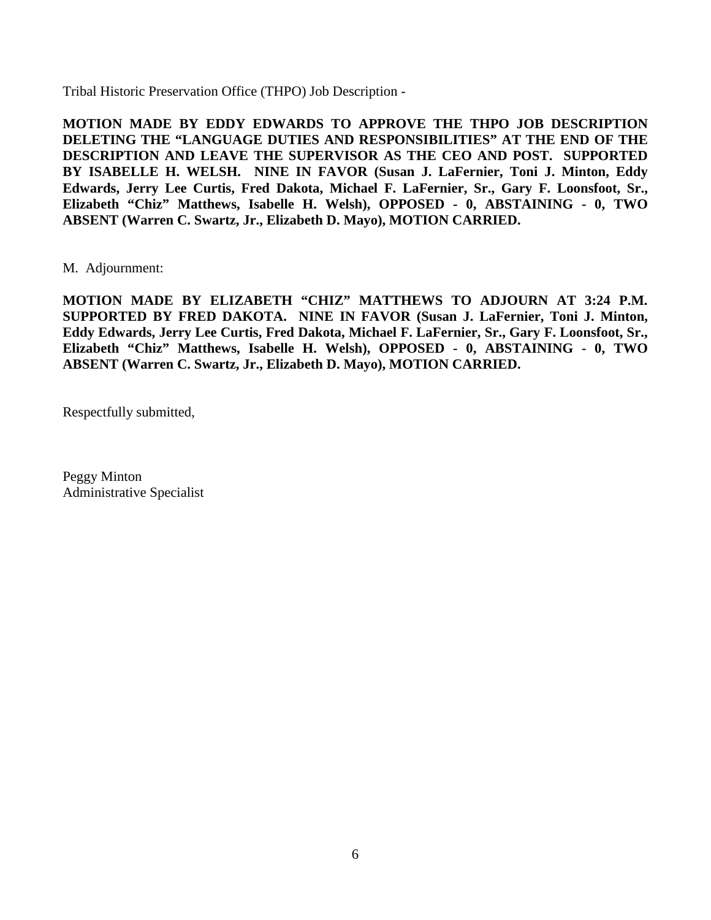Tribal Historic Preservation Office (THPO) Job Description -

**MOTION MADE BY EDDY EDWARDS TO APPROVE THE THPO JOB DESCRIPTION DELETING THE "LANGUAGE DUTIES AND RESPONSIBILITIES" AT THE END OF THE DESCRIPTION AND LEAVE THE SUPERVISOR AS THE CEO AND POST. SUPPORTED BY ISABELLE H. WELSH. NINE IN FAVOR (Susan J. LaFernier, Toni J. Minton, Eddy Edwards, Jerry Lee Curtis, Fred Dakota, Michael F. LaFernier, Sr., Gary F. Loonsfoot, Sr., Elizabeth "Chiz" Matthews, Isabelle H. Welsh), OPPOSED - 0, ABSTAINING - 0, TWO ABSENT (Warren C. Swartz, Jr., Elizabeth D. Mayo), MOTION CARRIED.**

M. Adjournment:

**MOTION MADE BY ELIZABETH "CHIZ" MATTHEWS TO ADJOURN AT 3:24 P.M. SUPPORTED BY FRED DAKOTA. NINE IN FAVOR (Susan J. LaFernier, Toni J. Minton, Eddy Edwards, Jerry Lee Curtis, Fred Dakota, Michael F. LaFernier, Sr., Gary F. Loonsfoot, Sr., Elizabeth "Chiz" Matthews, Isabelle H. Welsh), OPPOSED - 0, ABSTAINING - 0, TWO ABSENT (Warren C. Swartz, Jr., Elizabeth D. Mayo), MOTION CARRIED.**

Respectfully submitted,

Peggy Minton
Administrative Specialist